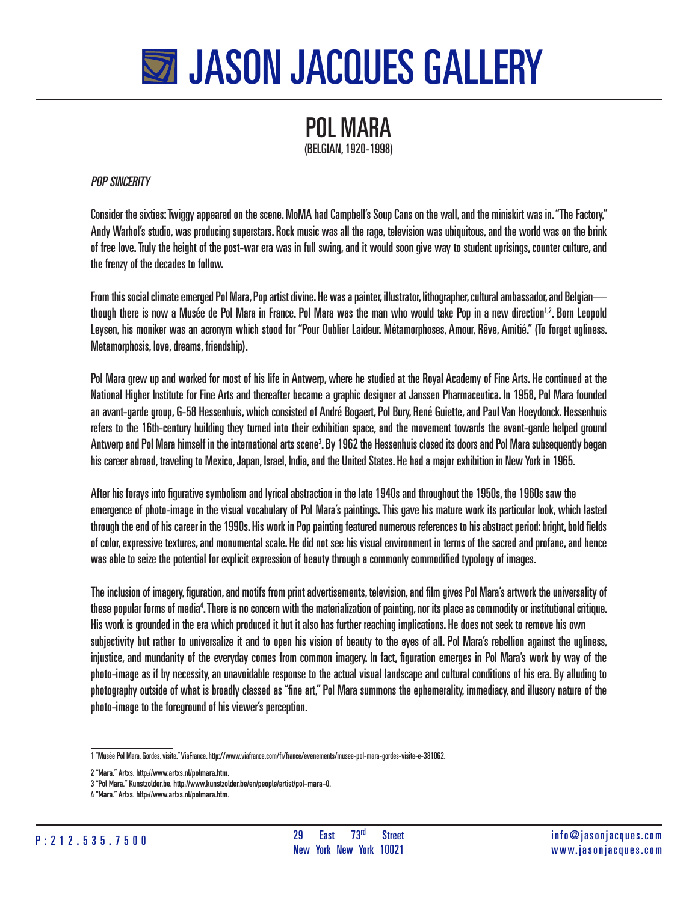# JASON JACQUES GALLERY

## POL MARA

(BELGIAN, 1920-1998)

*POP SINCERITY*

Consider the sixties: Twiggy appeared on the scene. MoMA had Campbell's Soup Cans on the wall, and the miniskirt was in. "The Factory," Andy Warhol's studio, was producing superstars. Rock music was all the rage, television was ubiquitous, and the world was on the brink of free love. Truly the height of the post-war era was in full swing, and it would soon give way to student uprisings, counter culture, and the frenzy of the decades to follow.

From this social climate emerged Pol Mara, Pop artist divine. He was a painter, illustrator, lithographer, cultural ambassador, and Belgian—though there is now a Musée de Pol Mara in France. Pol Mara was the man who would take Pop in a new direction[1,2]. Born Leopold Leysen, his moniker was an acronym which stood for "Pour Oublier Laideur. Métamorphoses, Amour, Rêve, Amitié." (To forget ugliness. Metamorphosis, love, dreams, friendship).

Pol Mara grew up and worked for most of his life in Antwerp, where he studied at the Royal Academy of Fine Arts. He continued at the National Higher Institute for Fine Arts and thereafter became a graphic designer at Janssen Pharmaceutica. In 1958, Pol Mara founded an avant-garde group, G-58 Hessenhuis, which consisted of André Bogaert, Pol Bury, René Guiette, and Paul Van Hoeydonck. Hessenhuis refers to the 16th-century building they turned into their exhibition space, and the movement towards the avant-garde helped ground Antwerp and Pol Mara himself in the international arts scene[3]. By 1962 the Hessenhuis closed its doors and Pol Mara subsequently began his career abroad, traveling to Mexico, Japan, Israel, India, and the United States. He had a major exhibition in New York in 1965.

After his forays into figurative symbolism and lyrical abstraction in the late 1940s and throughout the 1950s, the 1960s saw the emergence of photo-image in the visual vocabulary of Pol Mara's paintings. This gave his mature work its particular look, which lasted through the end of his career in the 1990s. His work in Pop painting featured numerous references to his abstract period: bright, bold fields of color, expressive textures, and monumental scale. He did not see his visual environment in terms of the sacred and profane, and hence was able to seize the potential for explicit expression of beauty through a commonly commodified typology of images.

The inclusion of imagery, figuration, and motifs from print advertisements, television, and film gives Pol Mara's artwork the universality of these popular forms of media[4]. There is no concern with the materialization of painting, nor its place as commodity or institutional critique. His work is grounded in the era which produced it but it also has further reaching implications. He does not seek to remove his own subjectivity but rather to universalize it and to open his vision of beauty to the eyes of all. Pol Mara's rebellion against the ugliness, injustice, and mundanity of the everyday comes from common imagery. In fact, figuration emerges in Pol Mara's work by way of the photo-image as if by necessity, an unavoidable response to the actual visual landscape and cultural conditions of his era. By alluding to photography outside of what is broadly classed as "fine art," Pol Mara summons the ephemerality, immediacy, and illusory nature of the photo-image to the foreground of his viewer's perception.

---

1 "Musée Pol Mara, Gordes, visite." ViaFrance. http://www.viafrance.com/fr/france/evenements/musee-pol-mara-gordes-visite-e-381062.

2 "Mara." Artxs. http://www.artxs.nl/polmara.htm.

3 "Pol Mara." Kunstzolder.be. http://www.kunstzolder.be/en/people/artist/pol-mara-0.

4 "Mara." Artxs. http://www.artxs.nl/polmara.htm.

P: 212.535.7500 | 29 East 73rd Street New York New York 10021 | info@jasonjacques.com www.jasonjacques.com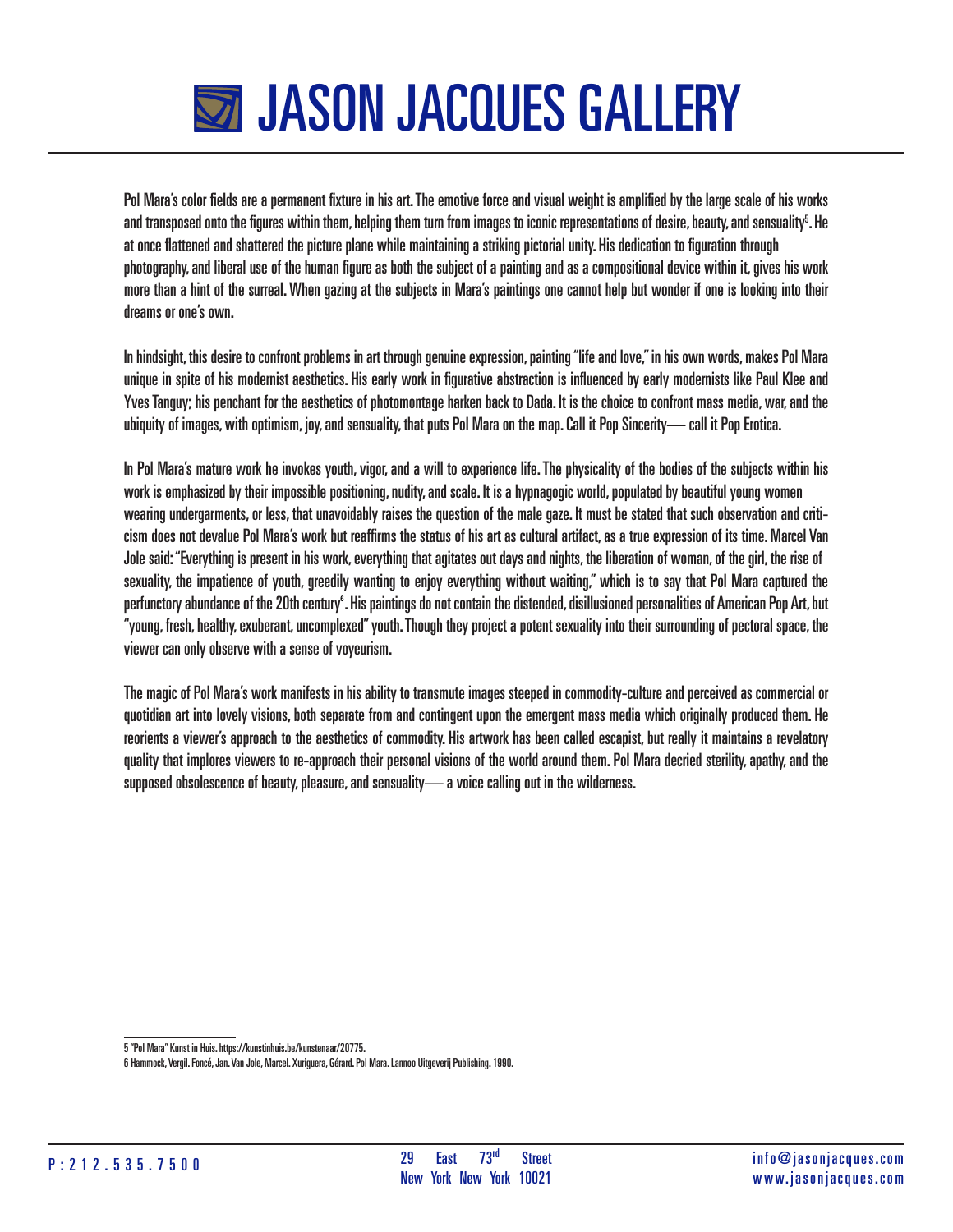Pol Mara's color fields are a permanent fixture in his art. The emotive force and visual weight is amplified by the large scale of his works and transposed onto the figures within them, helping them turn from images to iconic representations of desire, beauty, and sensuality[5]. He at once flattened and shattered the picture plane while maintaining a striking pictorial unity. His dedication to figuration through photography, and liberal use of the human figure as both the subject of a painting and as a compositional device within it, gives his work more than a hint of the surreal. When gazing at the subjects in Mara's paintings one cannot help but wonder if one is looking into their dreams or one's own.

In hindsight, this desire to confront problems in art through genuine expression, painting "life and love," in his own words, makes Pol Mara unique in spite of his modernist aesthetics. His early work in figurative abstraction is influenced by early modernists like Paul Klee and Yves Tanguy; his penchant for the aesthetics of photomontage harken back to Dada. It is the choice to confront mass media, war, and the ubiquity of images, with optimism, joy, and sensuality, that puts Pol Mara on the map. Call it Pop Sincerity— call it Pop Erotica.

In Pol Mara's mature work he invokes youth, vigor, and a will to experience life. The physicality of the bodies of the subjects within his work is emphasized by their impossible positioning, nudity, and scale. It is a hypnagogic world, populated by beautiful young women wearing undergarments, or less, that unavoidably raises the question of the male gaze. It must be stated that such observation and criticism does not devalue Pol Mara's work but reaffirms the status of his art as cultural artifact, as a true expression of its time. Marcel Van Jole said: "Everything is present in his work, everything that agitates out days and nights, the liberation of woman, of the girl, the rise of sexuality, the impatience of youth, greedily wanting to enjoy everything without waiting," which is to say that Pol Mara captured the perfunctory abundance of the 20th century[6]. His paintings do not contain the distended, disillusioned personalities of American Pop Art, but "young, fresh, healthy, exuberant, uncomplexed" youth. Though they project a potent sexuality into their surrounding of pectoral space, the viewer can only observe with a sense of voyeurism.

The magic of Pol Mara's work manifests in his ability to transmute images steeped in commodity-culture and perceived as commercial or quotidian art into lovely visions, both separate from and contingent upon the emergent mass media which originally produced them. He reorients a viewer's approach to the aesthetics of commodity. His artwork has been called escapist, but really it maintains a revelatory quality that implores viewers to re-approach their personal visions of the world around them. Pol Mara decried sterility, apathy, and the supposed obsolescence of beauty, pleasure, and sensuality— a voice calling out in the wilderness.

---

5 "Pol Mara" Kunst in Huis. https://kunstinhuis.be/kunstenaar/20775.

6 Hammock, Vergil. Foncé, Jan. Van Jole, Marcel. Xuriguera, Gérard. Pol Mara. Lannoo Uitgeverij Publishing. 1990.